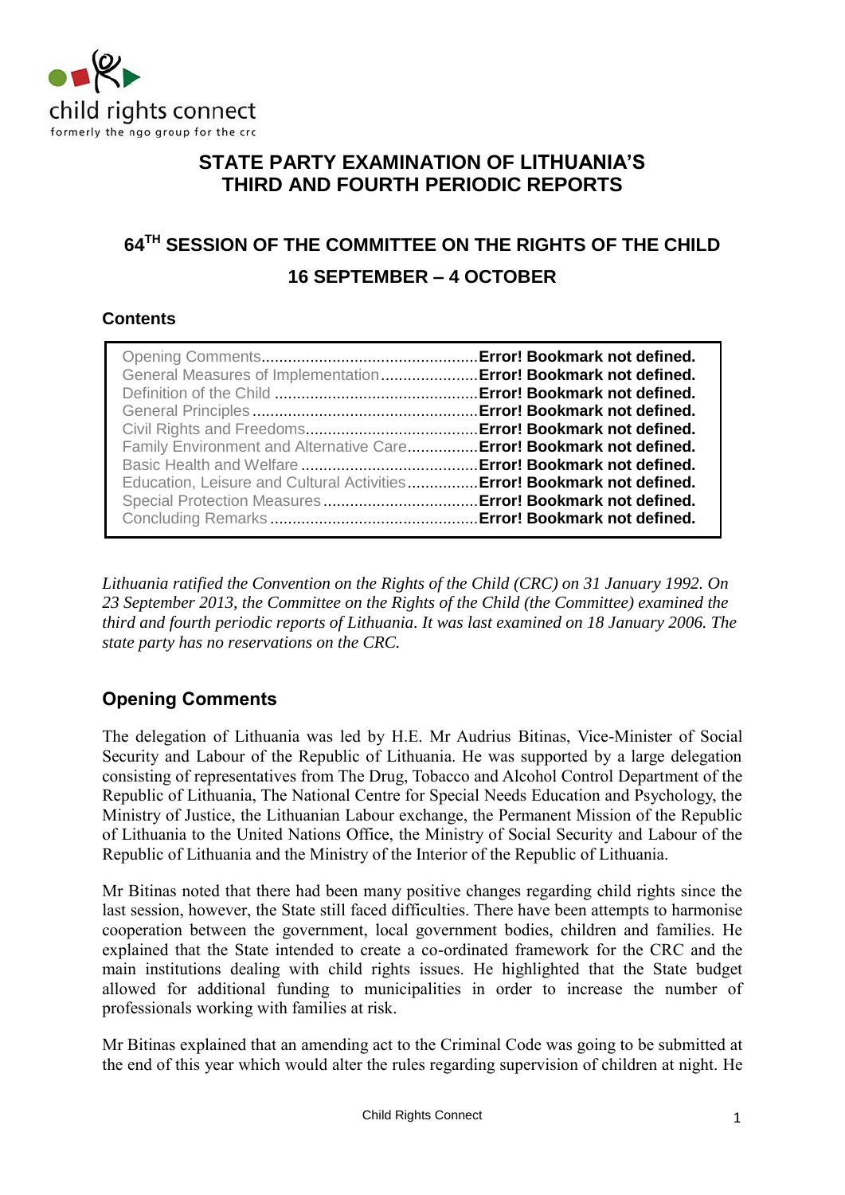child rights connect
formerly the ngo group for the crc

# STATE PARTY EXAMINATION OF LITHUANIA'S THIRD AND FOURTH PERIODIC REPORTS

## 64TH SESSION OF THE COMMITTEE ON THE RIGHTS OF THE CHILD

## 16 SEPTEMBER – 4 OCTOBER

**Contents**

| | |
|---|---|
| Opening Comments | **Error! Bookmark not defined.** |
| General Measures of Implementation | **Error! Bookmark not defined.** |
| Definition of the Child | **Error! Bookmark not defined.** |
| General Principles | **Error! Bookmark not defined.** |
| Civil Rights and Freedoms | **Error! Bookmark not defined.** |
| Family Environment and Alternative Care | **Error! Bookmark not defined.** |
| Basic Health and Welfare | **Error! Bookmark not defined.** |
| Education, Leisure and Cultural Activities | **Error! Bookmark not defined.** |
| Special Protection Measures | **Error! Bookmark not defined.** |
| Concluding Remarks | **Error! Bookmark not defined.** |

*Lithuania ratified the Convention on the Rights of the Child (CRC) on 31 January 1992. On 23 September 2013, the Committee on the Rights of the Child (the Committee) examined the third and fourth periodic reports of Lithuania. It was last examined on 18 January 2006. The state party has no reservations on the CRC.*

## Opening Comments

The delegation of Lithuania was led by H.E. Mr Audrius Bitinas, Vice-Minister of Social Security and Labour of the Republic of Lithuania. He was supported by a large delegation consisting of representatives from The Drug, Tobacco and Alcohol Control Department of the Republic of Lithuania, The National Centre for Special Needs Education and Psychology, the Ministry of Justice, the Lithuanian Labour exchange, the Permanent Mission of the Republic of Lithuania to the United Nations Office, the Ministry of Social Security and Labour of the Republic of Lithuania and the Ministry of the Interior of the Republic of Lithuania.

Mr Bitinas noted that there had been many positive changes regarding child rights since the last session, however, the State still faced difficulties. There have been attempts to harmonise cooperation between the government, local government bodies, children and families. He explained that the State intended to create a co-ordinated framework for the CRC and the main institutions dealing with child rights issues. He highlighted that the State budget allowed for additional funding to municipalities in order to increase the number of professionals working with families at risk.

Mr Bitinas explained that an amending act to the Criminal Code was going to be submitted at the end of this year which would alter the rules regarding supervision of children at night. He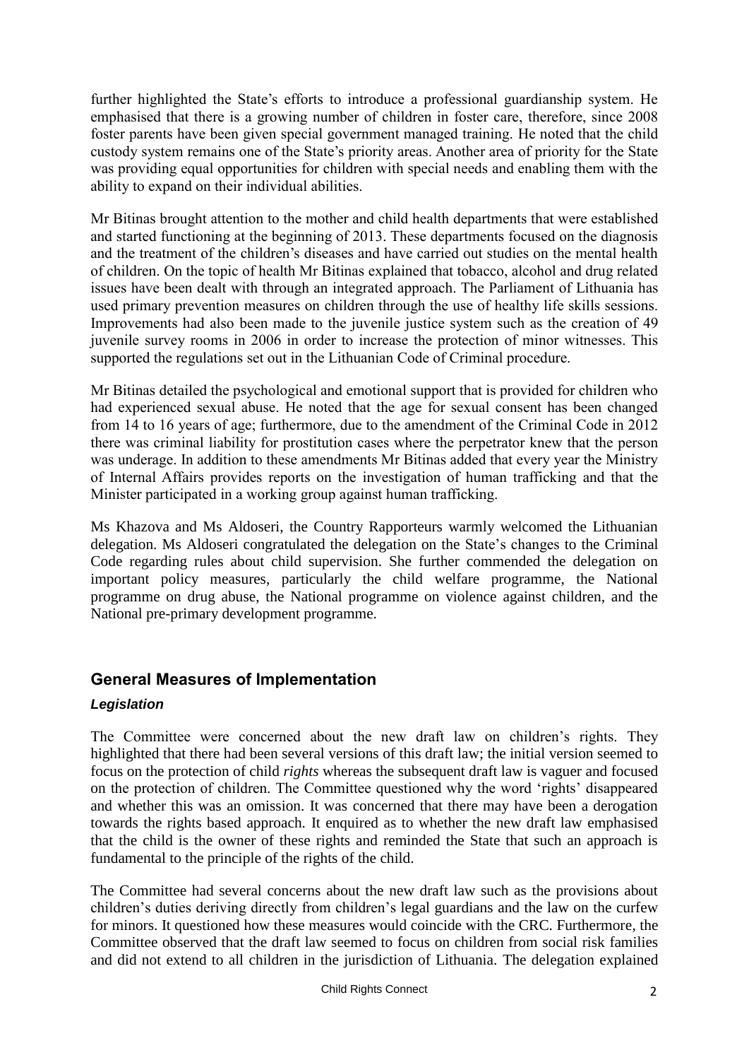further highlighted the State's efforts to introduce a professional guardianship system. He emphasised that there is a growing number of children in foster care, therefore, since 2008 foster parents have been given special government managed training. He noted that the child custody system remains one of the State's priority areas. Another area of priority for the State was providing equal opportunities for children with special needs and enabling them with the ability to expand on their individual abilities.

Mr Bitinas brought attention to the mother and child health departments that were established and started functioning at the beginning of 2013. These departments focused on the diagnosis and the treatment of the children's diseases and have carried out studies on the mental health of children. On the topic of health Mr Bitinas explained that tobacco, alcohol and drug related issues have been dealt with through an integrated approach. The Parliament of Lithuania has used primary prevention measures on children through the use of healthy life skills sessions. Improvements had also been made to the juvenile justice system such as the creation of 49 juvenile survey rooms in 2006 in order to increase the protection of minor witnesses. This supported the regulations set out in the Lithuanian Code of Criminal procedure.

Mr Bitinas detailed the psychological and emotional support that is provided for children who had experienced sexual abuse. He noted that the age for sexual consent has been changed from 14 to 16 years of age; furthermore, due to the amendment of the Criminal Code in 2012 there was criminal liability for prostitution cases where the perpetrator knew that the person was underage. In addition to these amendments Mr Bitinas added that every year the Ministry of Internal Affairs provides reports on the investigation of human trafficking and that the Minister participated in a working group against human trafficking.

Ms Khazova and Ms Aldoseri, the Country Rapporteurs warmly welcomed the Lithuanian delegation. Ms Aldoseri congratulated the delegation on the State's changes to the Criminal Code regarding rules about child supervision. She further commended the delegation on important policy measures, particularly the child welfare programme, the National programme on drug abuse, the National programme on violence against children, and the National pre-primary development programme.

## General Measures of Implementation

### *Legislation*

The Committee were concerned about the new draft law on children's rights. They highlighted that there had been several versions of this draft law; the initial version seemed to focus on the protection of child *rights* whereas the subsequent draft law is vaguer and focused on the protection of children. The Committee questioned why the word 'rights' disappeared and whether this was an omission. It was concerned that there may have been a derogation towards the rights based approach. It enquired as to whether the new draft law emphasised that the child is the owner of these rights and reminded the State that such an approach is fundamental to the principle of the rights of the child.

The Committee had several concerns about the new draft law such as the provisions about children's duties deriving directly from children's legal guardians and the law on the curfew for minors. It questioned how these measures would coincide with the CRC. Furthermore, the Committee observed that the draft law seemed to focus on children from social risk families and did not extend to all children in the jurisdiction of Lithuania. The delegation explained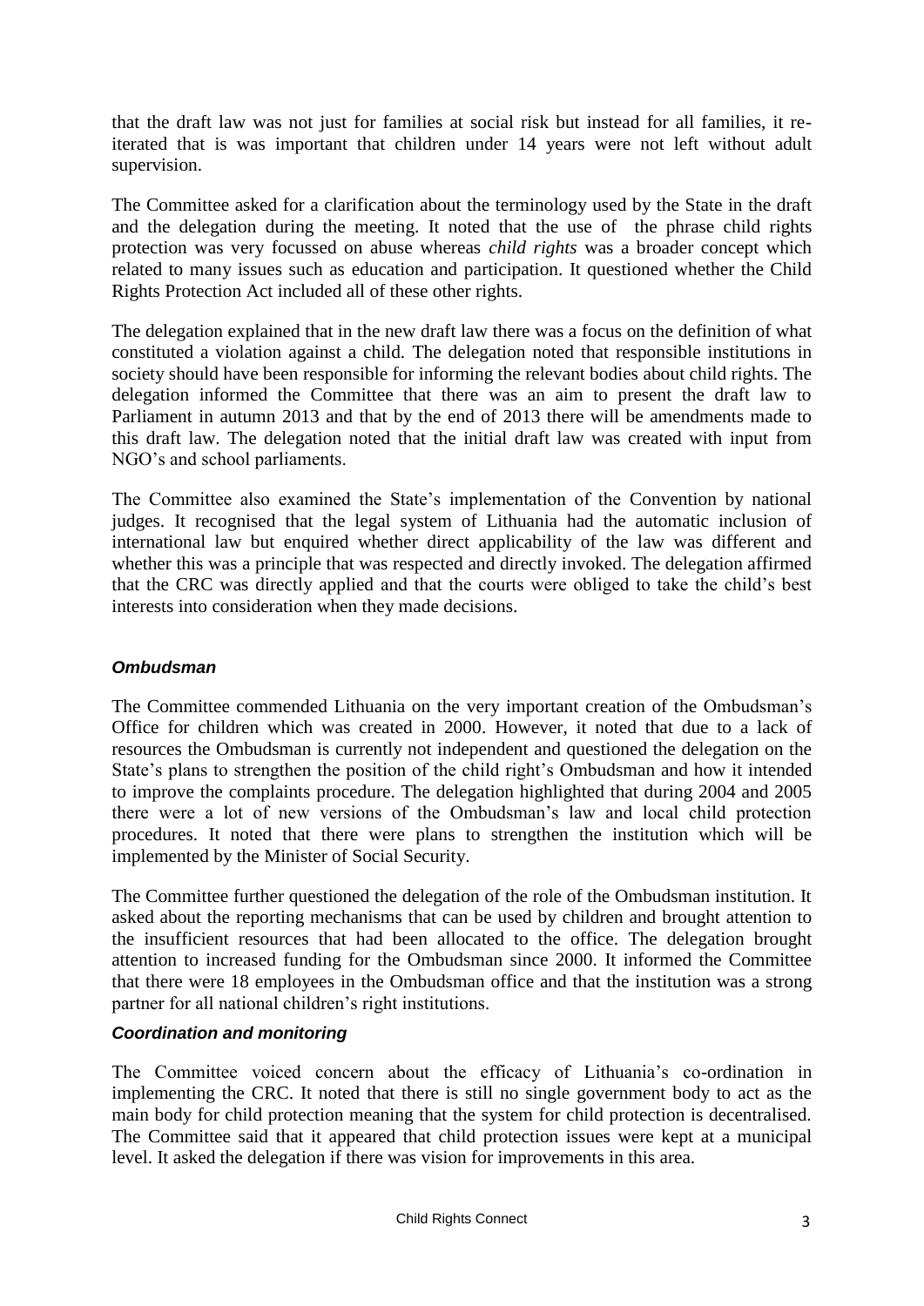that the draft law was not just for families at social risk but instead for all families, it re-iterated that is was important that children under 14 years were not left without adult supervision.

The Committee asked for a clarification about the terminology used by the State in the draft and the delegation during the meeting. It noted that the use of the phrase child rights protection was very focussed on abuse whereas *child rights* was a broader concept which related to many issues such as education and participation. It questioned whether the Child Rights Protection Act included all of these other rights.

The delegation explained that in the new draft law there was a focus on the definition of what constituted a violation against a child. The delegation noted that responsible institutions in society should have been responsible for informing the relevant bodies about child rights. The delegation informed the Committee that there was an aim to present the draft law to Parliament in autumn 2013 and that by the end of 2013 there will be amendments made to this draft law. The delegation noted that the initial draft law was created with input from NGO's and school parliaments.

The Committee also examined the State's implementation of the Convention by national judges. It recognised that the legal system of Lithuania had the automatic inclusion of international law but enquired whether direct applicability of the law was different and whether this was a principle that was respected and directly invoked. The delegation affirmed that the CRC was directly applied and that the courts were obliged to take the child's best interests into consideration when they made decisions.

### *Ombudsman*

The Committee commended Lithuania on the very important creation of the Ombudsman's Office for children which was created in 2000. However, it noted that due to a lack of resources the Ombudsman is currently not independent and questioned the delegation on the State's plans to strengthen the position of the child right's Ombudsman and how it intended to improve the complaints procedure. The delegation highlighted that during 2004 and 2005 there were a lot of new versions of the Ombudsman's law and local child protection procedures. It noted that there were plans to strengthen the institution which will be implemented by the Minister of Social Security.

The Committee further questioned the delegation of the role of the Ombudsman institution. It asked about the reporting mechanisms that can be used by children and brought attention to the insufficient resources that had been allocated to the office. The delegation brought attention to increased funding for the Ombudsman since 2000. It informed the Committee that there were 18 employees in the Ombudsman office and that the institution was a strong partner for all national children's right institutions.

### *Coordination and monitoring*

The Committee voiced concern about the efficacy of Lithuania's co-ordination in implementing the CRC. It noted that there is still no single government body to act as the main body for child protection meaning that the system for child protection is decentralised. The Committee said that it appeared that child protection issues were kept at a municipal level. It asked the delegation if there was vision for improvements in this area.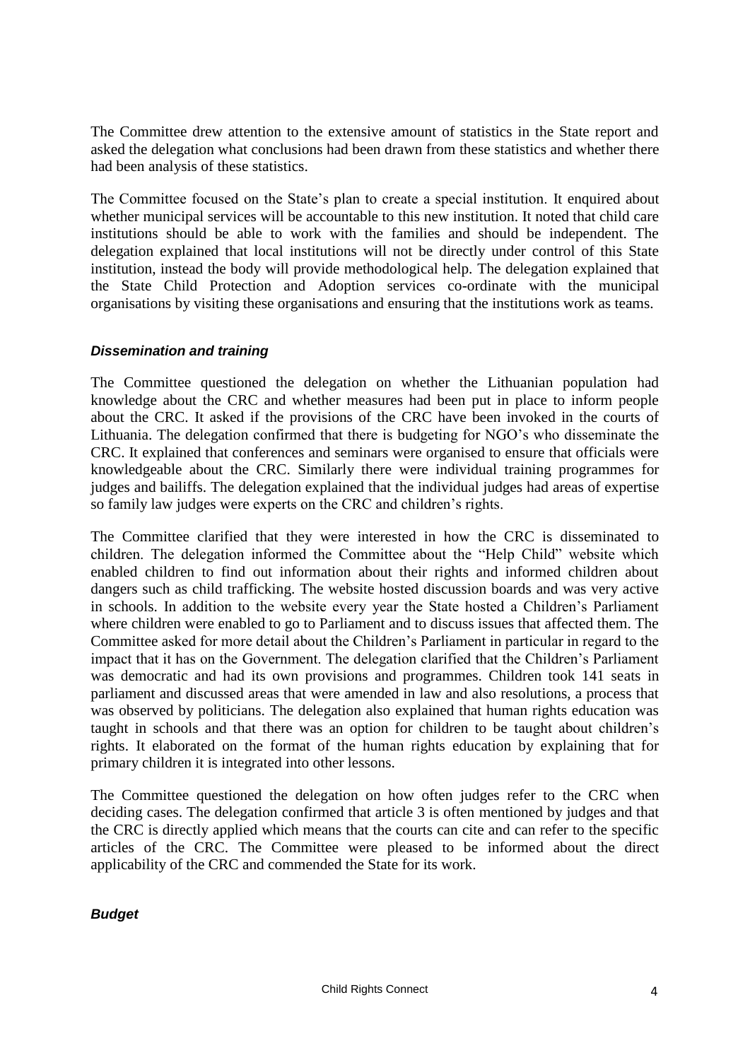The Committee drew attention to the extensive amount of statistics in the State report and asked the delegation what conclusions had been drawn from these statistics and whether there had been analysis of these statistics.

The Committee focused on the State's plan to create a special institution. It enquired about whether municipal services will be accountable to this new institution. It noted that child care institutions should be able to work with the families and should be independent. The delegation explained that local institutions will not be directly under control of this State institution, instead the body will provide methodological help. The delegation explained that the State Child Protection and Adoption services co-ordinate with the municipal organisations by visiting these organisations and ensuring that the institutions work as teams.

### *Dissemination and training*

The Committee questioned the delegation on whether the Lithuanian population had knowledge about the CRC and whether measures had been put in place to inform people about the CRC. It asked if the provisions of the CRC have been invoked in the courts of Lithuania. The delegation confirmed that there is budgeting for NGO's who disseminate the CRC. It explained that conferences and seminars were organised to ensure that officials were knowledgeable about the CRC. Similarly there were individual training programmes for judges and bailiffs. The delegation explained that the individual judges had areas of expertise so family law judges were experts on the CRC and children's rights.

The Committee clarified that they were interested in how the CRC is disseminated to children. The delegation informed the Committee about the "Help Child" website which enabled children to find out information about their rights and informed children about dangers such as child trafficking. The website hosted discussion boards and was very active in schools. In addition to the website every year the State hosted a Children's Parliament where children were enabled to go to Parliament and to discuss issues that affected them. The Committee asked for more detail about the Children's Parliament in particular in regard to the impact that it has on the Government. The delegation clarified that the Children's Parliament was democratic and had its own provisions and programmes. Children took 141 seats in parliament and discussed areas that were amended in law and also resolutions, a process that was observed by politicians. The delegation also explained that human rights education was taught in schools and that there was an option for children to be taught about children's rights. It elaborated on the format of the human rights education by explaining that for primary children it is integrated into other lessons.

The Committee questioned the delegation on how often judges refer to the CRC when deciding cases. The delegation confirmed that article 3 is often mentioned by judges and that the CRC is directly applied which means that the courts can cite and can refer to the specific articles of the CRC. The Committee were pleased to be informed about the direct applicability of the CRC and commended the State for its work.

### *Budget*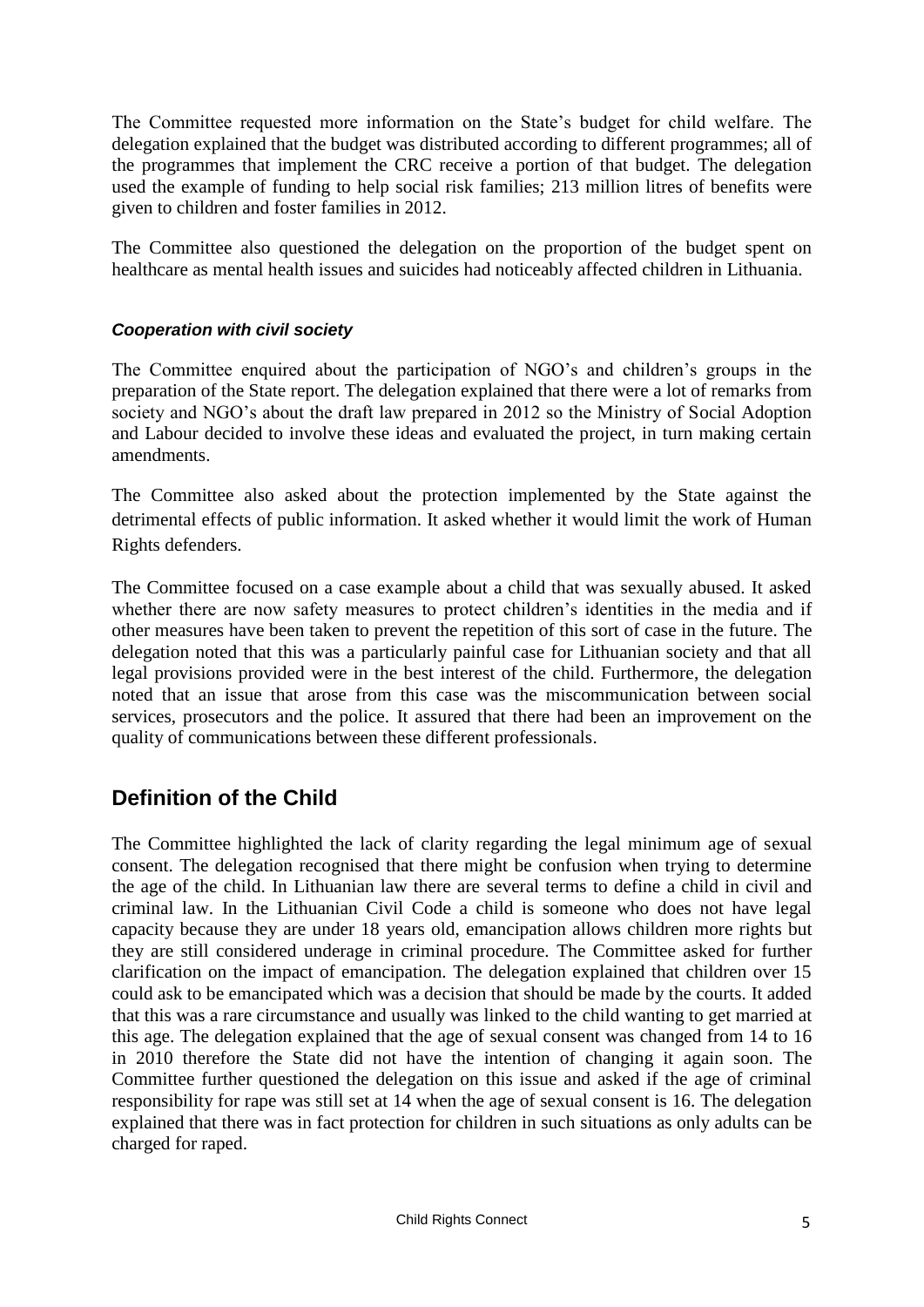The Committee requested more information on the State's budget for child welfare. The delegation explained that the budget was distributed according to different programmes; all of the programmes that implement the CRC receive a portion of that budget. The delegation used the example of funding to help social risk families; 213 million litres of benefits were given to children and foster families in 2012.

The Committee also questioned the delegation on the proportion of the budget spent on healthcare as mental health issues and suicides had noticeably affected children in Lithuania.

#### *Cooperation with civil society*

The Committee enquired about the participation of NGO's and children's groups in the preparation of the State report. The delegation explained that there were a lot of remarks from society and NGO's about the draft law prepared in 2012 so the Ministry of Social Adoption and Labour decided to involve these ideas and evaluated the project, in turn making certain amendments.

The Committee also asked about the protection implemented by the State against the detrimental effects of public information. It asked whether it would limit the work of Human Rights defenders.

The Committee focused on a case example about a child that was sexually abused. It asked whether there are now safety measures to protect children's identities in the media and if other measures have been taken to prevent the repetition of this sort of case in the future. The delegation noted that this was a particularly painful case for Lithuanian society and that all legal provisions provided were in the best interest of the child. Furthermore, the delegation noted that an issue that arose from this case was the miscommunication between social services, prosecutors and the police. It assured that there had been an improvement on the quality of communications between these different professionals.

## Definition of the Child

The Committee highlighted the lack of clarity regarding the legal minimum age of sexual consent. The delegation recognised that there might be confusion when trying to determine the age of the child. In Lithuanian law there are several terms to define a child in civil and criminal law. In the Lithuanian Civil Code a child is someone who does not have legal capacity because they are under 18 years old, emancipation allows children more rights but they are still considered underage in criminal procedure. The Committee asked for further clarification on the impact of emancipation. The delegation explained that children over 15 could ask to be emancipated which was a decision that should be made by the courts. It added that this was a rare circumstance and usually was linked to the child wanting to get married at this age. The delegation explained that the age of sexual consent was changed from 14 to 16 in 2010 therefore the State did not have the intention of changing it again soon. The Committee further questioned the delegation on this issue and asked if the age of criminal responsibility for rape was still set at 14 when the age of sexual consent is 16. The delegation explained that there was in fact protection for children in such situations as only adults can be charged for raped.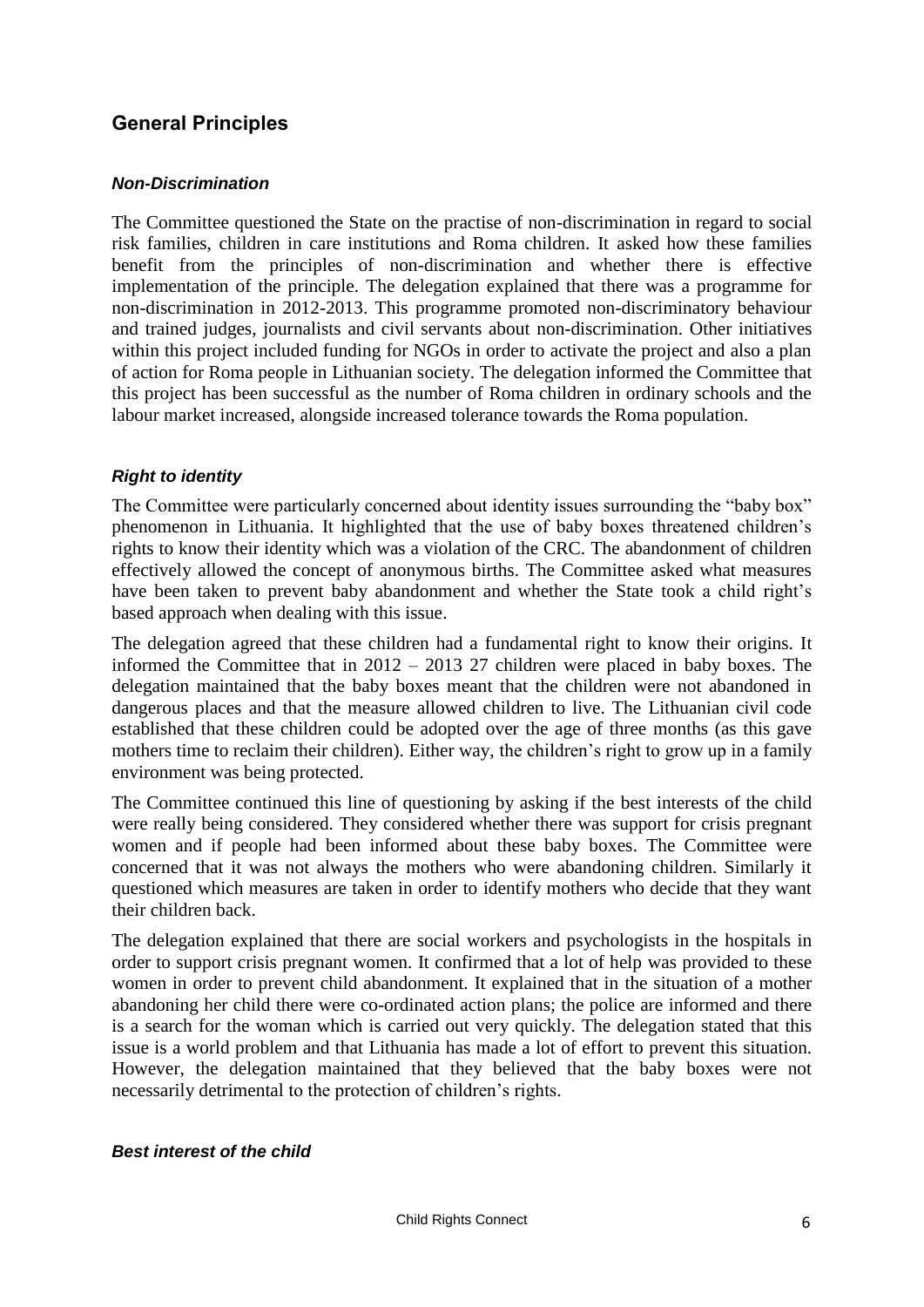## General Principles

### *Non-Discrimination*

The Committee questioned the State on the practise of non-discrimination in regard to social risk families, children in care institutions and Roma children. It asked how these families benefit from the principles of non-discrimination and whether there is effective implementation of the principle. The delegation explained that there was a programme for non-discrimination in 2012-2013. This programme promoted non-discriminatory behaviour and trained judges, journalists and civil servants about non-discrimination. Other initiatives within this project included funding for NGOs in order to activate the project and also a plan of action for Roma people in Lithuanian society. The delegation informed the Committee that this project has been successful as the number of Roma children in ordinary schools and the labour market increased, alongside increased tolerance towards the Roma population.

### *Right to identity*

The Committee were particularly concerned about identity issues surrounding the "baby box" phenomenon in Lithuania. It highlighted that the use of baby boxes threatened children's rights to know their identity which was a violation of the CRC. The abandonment of children effectively allowed the concept of anonymous births. The Committee asked what measures have been taken to prevent baby abandonment and whether the State took a child right's based approach when dealing with this issue.

The delegation agreed that these children had a fundamental right to know their origins. It informed the Committee that in 2012 – 2013 27 children were placed in baby boxes. The delegation maintained that the baby boxes meant that the children were not abandoned in dangerous places and that the measure allowed children to live. The Lithuanian civil code established that these children could be adopted over the age of three months (as this gave mothers time to reclaim their children). Either way, the children's right to grow up in a family environment was being protected.

The Committee continued this line of questioning by asking if the best interests of the child were really being considered. They considered whether there was support for crisis pregnant women and if people had been informed about these baby boxes. The Committee were concerned that it was not always the mothers who were abandoning children. Similarly it questioned which measures are taken in order to identify mothers who decide that they want their children back.

The delegation explained that there are social workers and psychologists in the hospitals in order to support crisis pregnant women. It confirmed that a lot of help was provided to these women in order to prevent child abandonment. It explained that in the situation of a mother abandoning her child there were co-ordinated action plans; the police are informed and there is a search for the woman which is carried out very quickly. The delegation stated that this issue is a world problem and that Lithuania has made a lot of effort to prevent this situation. However, the delegation maintained that they believed that the baby boxes were not necessarily detrimental to the protection of children's rights.

### *Best interest of the child*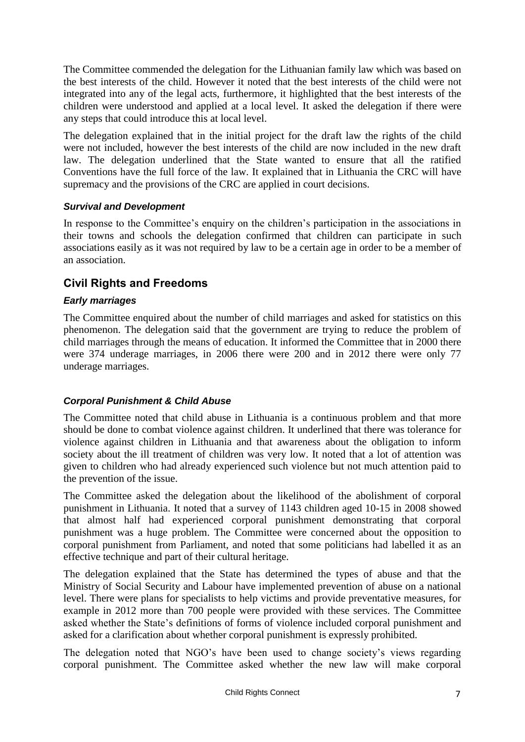The Committee commended the delegation for the Lithuanian family law which was based on the best interests of the child. However it noted that the best interests of the child were not integrated into any of the legal acts, furthermore, it highlighted that the best interests of the children were understood and applied at a local level. It asked the delegation if there were any steps that could introduce this at local level.

The delegation explained that in the initial project for the draft law the rights of the child were not included, however the best interests of the child are now included in the new draft law. The delegation underlined that the State wanted to ensure that all the ratified Conventions have the full force of the law. It explained that in Lithuania the CRC will have supremacy and the provisions of the CRC are applied in court decisions.

### *Survival and Development*

In response to the Committee's enquiry on the children's participation in the associations in their towns and schools the delegation confirmed that children can participate in such associations easily as it was not required by law to be a certain age in order to be a member of an association.

## Civil Rights and Freedoms

### *Early marriages*

The Committee enquired about the number of child marriages and asked for statistics on this phenomenon. The delegation said that the government are trying to reduce the problem of child marriages through the means of education. It informed the Committee that in 2000 there were 374 underage marriages, in 2006 there were 200 and in 2012 there were only 77 underage marriages.

### *Corporal Punishment & Child Abuse*

The Committee noted that child abuse in Lithuania is a continuous problem and that more should be done to combat violence against children. It underlined that there was tolerance for violence against children in Lithuania and that awareness about the obligation to inform society about the ill treatment of children was very low. It noted that a lot of attention was given to children who had already experienced such violence but not much attention paid to the prevention of the issue.

The Committee asked the delegation about the likelihood of the abolishment of corporal punishment in Lithuania. It noted that a survey of 1143 children aged 10-15 in 2008 showed that almost half had experienced corporal punishment demonstrating that corporal punishment was a huge problem. The Committee were concerned about the opposition to corporal punishment from Parliament, and noted that some politicians had labelled it as an effective technique and part of their cultural heritage.

The delegation explained that the State has determined the types of abuse and that the Ministry of Social Security and Labour have implemented prevention of abuse on a national level. There were plans for specialists to help victims and provide preventative measures, for example in 2012 more than 700 people were provided with these services. The Committee asked whether the State's definitions of forms of violence included corporal punishment and asked for a clarification about whether corporal punishment is expressly prohibited.

The delegation noted that NGO's have been used to change society's views regarding corporal punishment. The Committee asked whether the new law will make corporal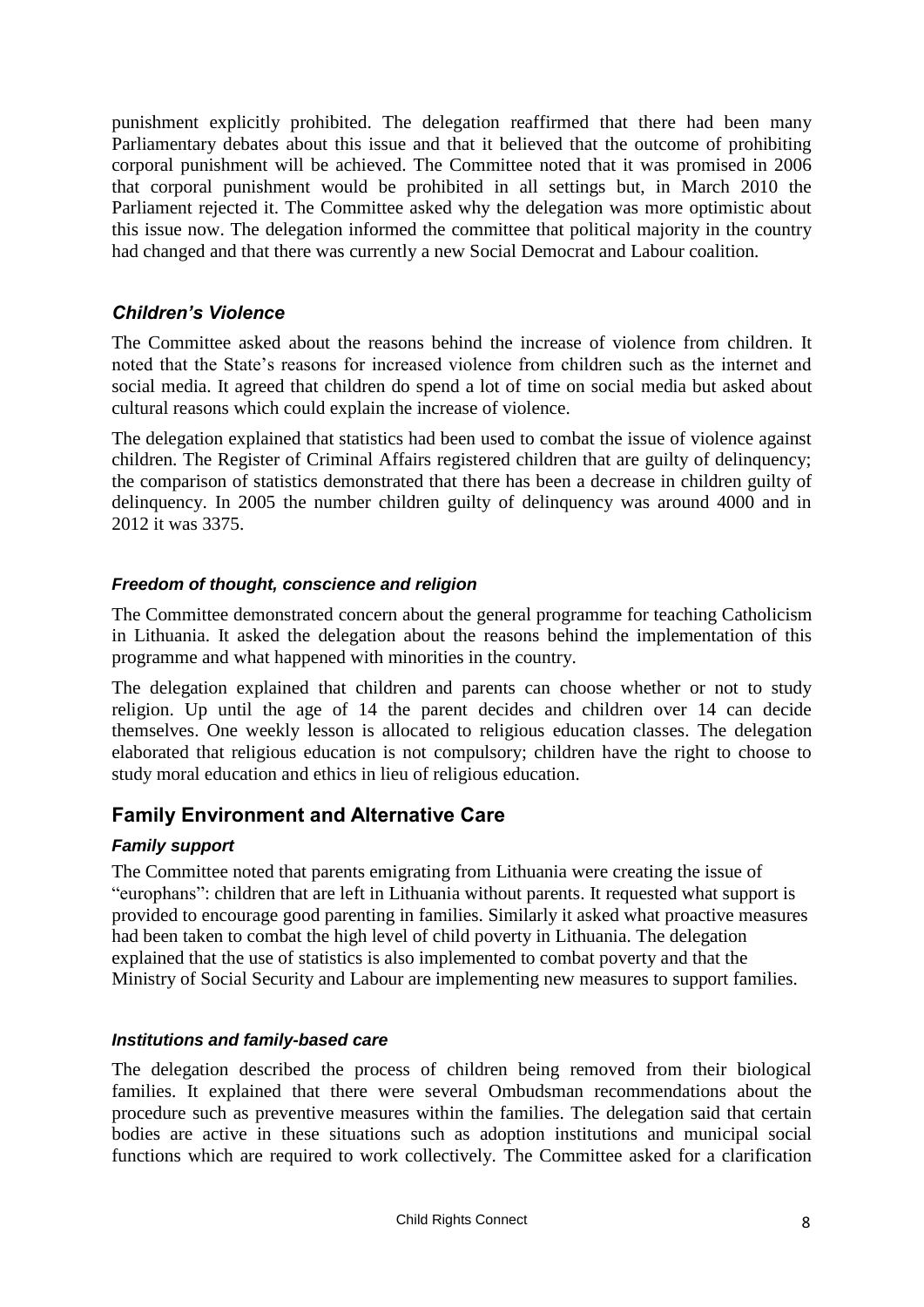punishment explicitly prohibited. The delegation reaffirmed that there had been many Parliamentary debates about this issue and that it believed that the outcome of prohibiting corporal punishment will be achieved. The Committee noted that it was promised in 2006 that corporal punishment would be prohibited in all settings but, in March 2010 the Parliament rejected it. The Committee asked why the delegation was more optimistic about this issue now. The delegation informed the committee that political majority in the country had changed and that there was currently a new Social Democrat and Labour coalition.

### *Children's Violence*

The Committee asked about the reasons behind the increase of violence from children. It noted that the State's reasons for increased violence from children such as the internet and social media. It agreed that children do spend a lot of time on social media but asked about cultural reasons which could explain the increase of violence.

The delegation explained that statistics had been used to combat the issue of violence against children. The Register of Criminal Affairs registered children that are guilty of delinquency; the comparison of statistics demonstrated that there has been a decrease in children guilty of delinquency. In 2005 the number children guilty of delinquency was around 4000 and in 2012 it was 3375.

#### *Freedom of thought, conscience and religion*

The Committee demonstrated concern about the general programme for teaching Catholicism in Lithuania. It asked the delegation about the reasons behind the implementation of this programme and what happened with minorities in the country.

The delegation explained that children and parents can choose whether or not to study religion. Up until the age of 14 the parent decides and children over 14 can decide themselves. One weekly lesson is allocated to religious education classes. The delegation elaborated that religious education is not compulsory; children have the right to choose to study moral education and ethics in lieu of religious education.

## Family Environment and Alternative Care

#### *Family support*

The Committee noted that parents emigrating from Lithuania were creating the issue of "europhans": children that are left in Lithuania without parents. It requested what support is provided to encourage good parenting in families. Similarly it asked what proactive measures had been taken to combat the high level of child poverty in Lithuania. The delegation explained that the use of statistics is also implemented to combat poverty and that the Ministry of Social Security and Labour are implementing new measures to support families.

#### *Institutions and family-based care*

The delegation described the process of children being removed from their biological families. It explained that there were several Ombudsman recommendations about the procedure such as preventive measures within the families. The delegation said that certain bodies are active in these situations such as adoption institutions and municipal social functions which are required to work collectively. The Committee asked for a clarification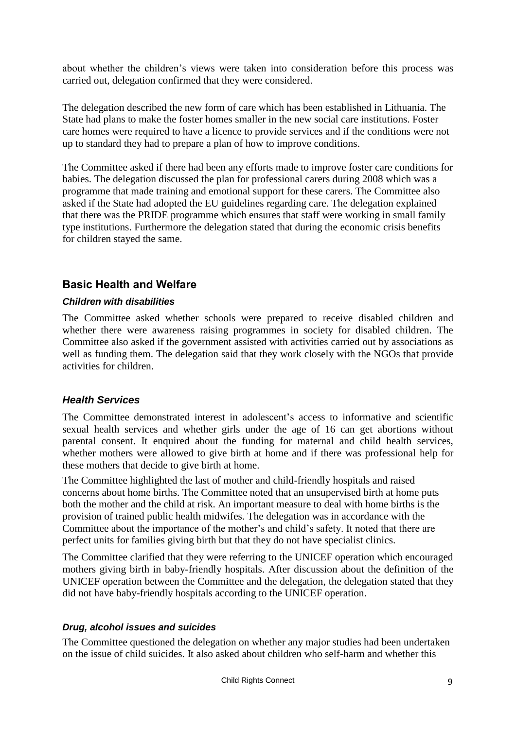about whether the children's views were taken into consideration before this process was carried out, delegation confirmed that they were considered.

The delegation described the new form of care which has been established in Lithuania. The State had plans to make the foster homes smaller in the new social care institutions. Foster care homes were required to have a licence to provide services and if the conditions were not up to standard they had to prepare a plan of how to improve conditions.

The Committee asked if there had been any efforts made to improve foster care conditions for babies. The delegation discussed the plan for professional carers during 2008 which was a programme that made training and emotional support for these carers. The Committee also asked if the State had adopted the EU guidelines regarding care. The delegation explained that there was the PRIDE programme which ensures that staff were working in small family type institutions. Furthermore the delegation stated that during the economic crisis benefits for children stayed the same.

## Basic Health and Welfare

#### *Children with disabilities*

The Committee asked whether schools were prepared to receive disabled children and whether there were awareness raising programmes in society for disabled children. The Committee also asked if the government assisted with activities carried out by associations as well as funding them. The delegation said that they work closely with the NGOs that provide activities for children.

### *Health Services*

The Committee demonstrated interest in adolescent's access to informative and scientific sexual health services and whether girls under the age of 16 can get abortions without parental consent. It enquired about the funding for maternal and child health services, whether mothers were allowed to give birth at home and if there was professional help for these mothers that decide to give birth at home.

The Committee highlighted the last of mother and child-friendly hospitals and raised concerns about home births. The Committee noted that an unsupervised birth at home puts both the mother and the child at risk. An important measure to deal with home births is the provision of trained public health midwifes. The delegation was in accordance with the Committee about the importance of the mother's and child's safety. It noted that there are perfect units for families giving birth but that they do not have specialist clinics.

The Committee clarified that they were referring to the UNICEF operation which encouraged mothers giving birth in baby-friendly hospitals. After discussion about the definition of the UNICEF operation between the Committee and the delegation, the delegation stated that they did not have baby-friendly hospitals according to the UNICEF operation.

#### *Drug, alcohol issues and suicides*

The Committee questioned the delegation on whether any major studies had been undertaken on the issue of child suicides. It also asked about children who self-harm and whether this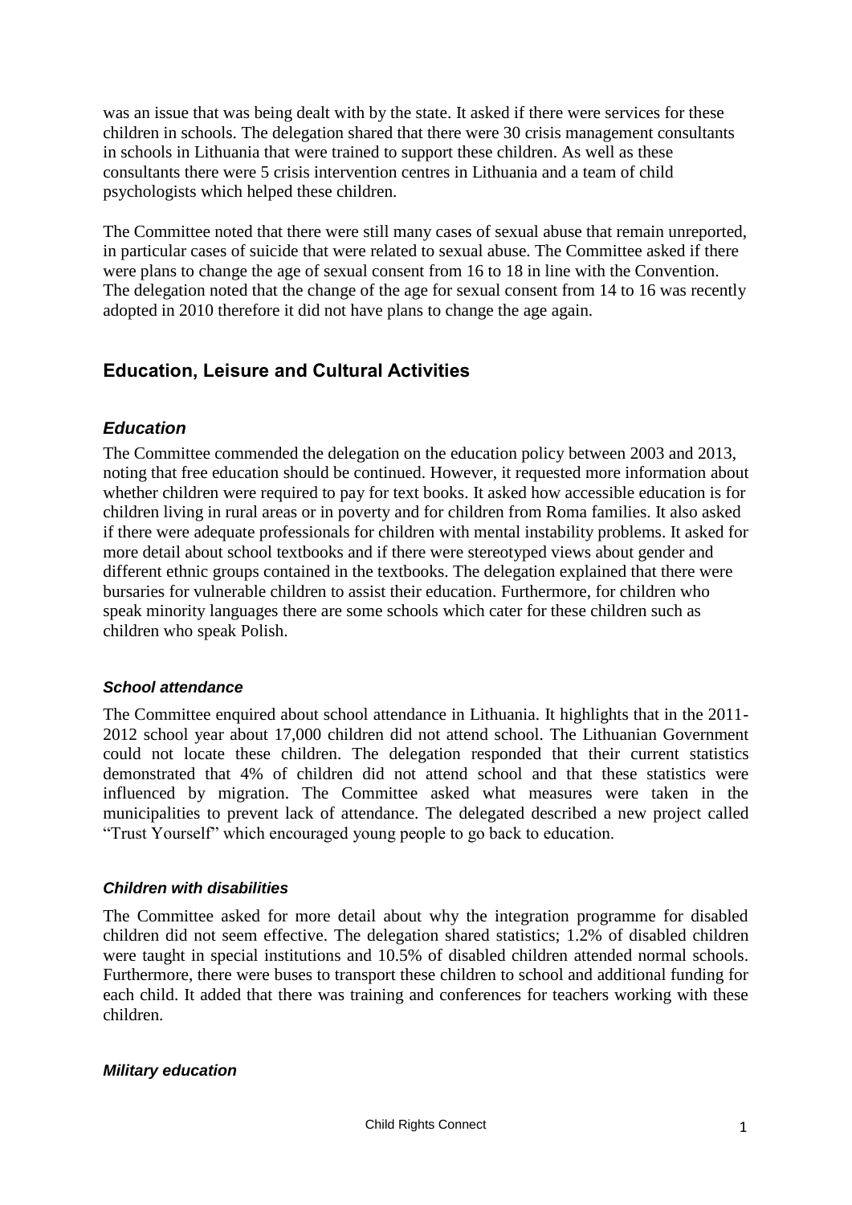was an issue that was being dealt with by the state. It asked if there were services for these children in schools. The delegation shared that there were 30 crisis management consultants in schools in Lithuania that were trained to support these children. As well as these consultants there were 5 crisis intervention centres in Lithuania and a team of child psychologists which helped these children.

The Committee noted that there were still many cases of sexual abuse that remain unreported, in particular cases of suicide that were related to sexual abuse. The Committee asked if there were plans to change the age of sexual consent from 16 to 18 in line with the Convention. The delegation noted that the change of the age for sexual consent from 14 to 16 was recently adopted in 2010 therefore it did not have plans to change the age again.

## Education, Leisure and Cultural Activities

### *Education*

The Committee commended the delegation on the education policy between 2003 and 2013, noting that free education should be continued. However, it requested more information about whether children were required to pay for text books. It asked how accessible education is for children living in rural areas or in poverty and for children from Roma families. It also asked if there were adequate professionals for children with mental instability problems. It asked for more detail about school textbooks and if there were stereotyped views about gender and different ethnic groups contained in the textbooks. The delegation explained that there were bursaries for vulnerable children to assist their education. Furthermore, for children who speak minority languages there are some schools which cater for these children such as children who speak Polish.

#### *School attendance*

The Committee enquired about school attendance in Lithuania. It highlights that in the 2011-2012 school year about 17,000 children did not attend school. The Lithuanian Government could not locate these children. The delegation responded that their current statistics demonstrated that 4% of children did not attend school and that these statistics were influenced by migration. The Committee asked what measures were taken in the municipalities to prevent lack of attendance. The delegated described a new project called "Trust Yourself" which encouraged young people to go back to education.

#### *Children with disabilities*

The Committee asked for more detail about why the integration programme for disabled children did not seem effective. The delegation shared statistics; 1.2% of disabled children were taught in special institutions and 10.5% of disabled children attended normal schools. Furthermore, there were buses to transport these children to school and additional funding for each child. It added that there was training and conferences for teachers working with these children.

#### *Military education*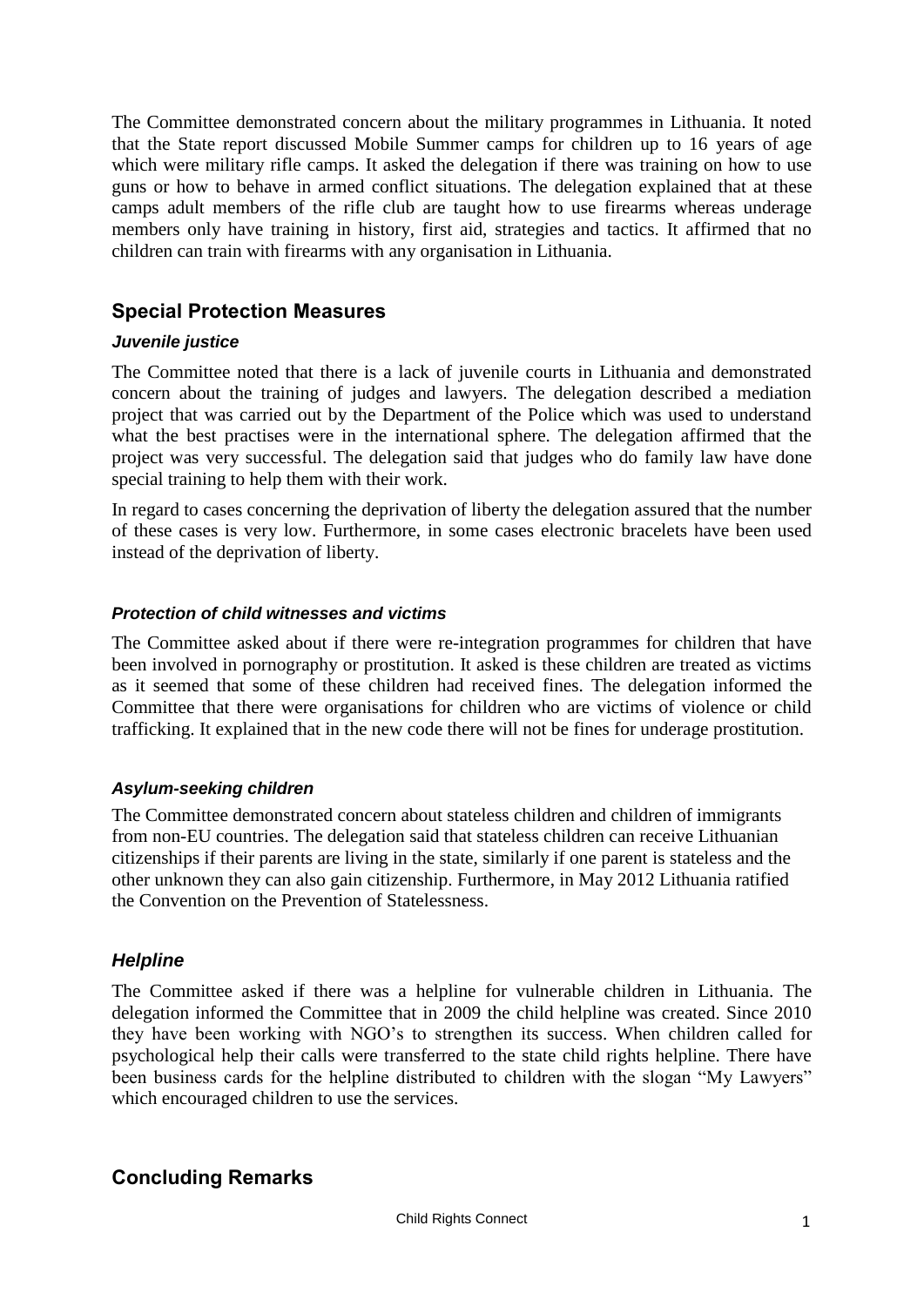The Committee demonstrated concern about the military programmes in Lithuania. It noted that the State report discussed Mobile Summer camps for children up to 16 years of age which were military rifle camps. It asked the delegation if there was training on how to use guns or how to behave in armed conflict situations. The delegation explained that at these camps adult members of the rifle club are taught how to use firearms whereas underage members only have training in history, first aid, strategies and tactics. It affirmed that no children can train with firearms with any organisation in Lithuania.

## Special Protection Measures

### *Juvenile justice*

The Committee noted that there is a lack of juvenile courts in Lithuania and demonstrated concern about the training of judges and lawyers. The delegation described a mediation project that was carried out by the Department of the Police which was used to understand what the best practises were in the international sphere. The delegation affirmed that the project was very successful. The delegation said that judges who do family law have done special training to help them with their work.

In regard to cases concerning the deprivation of liberty the delegation assured that the number of these cases is very low. Furthermore, in some cases electronic bracelets have been used instead of the deprivation of liberty.

### *Protection of child witnesses and victims*

The Committee asked about if there were re-integration programmes for children that have been involved in pornography or prostitution. It asked is these children are treated as victims as it seemed that some of these children had received fines. The delegation informed the Committee that there were organisations for children who are victims of violence or child trafficking. It explained that in the new code there will not be fines for underage prostitution.

### *Asylum-seeking children*

The Committee demonstrated concern about stateless children and children of immigrants from non-EU countries. The delegation said that stateless children can receive Lithuanian citizenships if their parents are living in the state, similarly if one parent is stateless and the other unknown they can also gain citizenship. Furthermore, in May 2012 Lithuania ratified the Convention on the Prevention of Statelessness.

## *Helpline*

The Committee asked if there was a helpline for vulnerable children in Lithuania. The delegation informed the Committee that in 2009 the child helpline was created. Since 2010 they have been working with NGO's to strengthen its success. When children called for psychological help their calls were transferred to the state child rights helpline. There have been business cards for the helpline distributed to children with the slogan "My Lawyers" which encouraged children to use the services.

## Concluding Remarks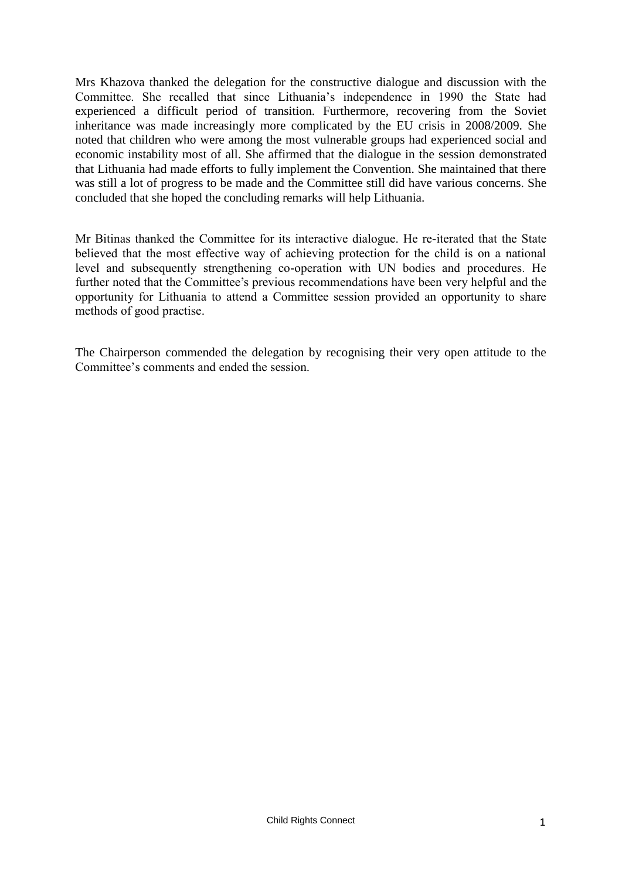Mrs Khazova thanked the delegation for the constructive dialogue and discussion with the Committee. She recalled that since Lithuania's independence in 1990 the State had experienced a difficult period of transition. Furthermore, recovering from the Soviet inheritance was made increasingly more complicated by the EU crisis in 2008/2009. She noted that children who were among the most vulnerable groups had experienced social and economic instability most of all. She affirmed that the dialogue in the session demonstrated that Lithuania had made efforts to fully implement the Convention. She maintained that there was still a lot of progress to be made and the Committee still did have various concerns. She concluded that she hoped the concluding remarks will help Lithuania.

Mr Bitinas thanked the Committee for its interactive dialogue. He re-iterated that the State believed that the most effective way of achieving protection for the child is on a national level and subsequently strengthening co-operation with UN bodies and procedures. He further noted that the Committee's previous recommendations have been very helpful and the opportunity for Lithuania to attend a Committee session provided an opportunity to share methods of good practise.

The Chairperson commended the delegation by recognising their very open attitude to the Committee's comments and ended the session.